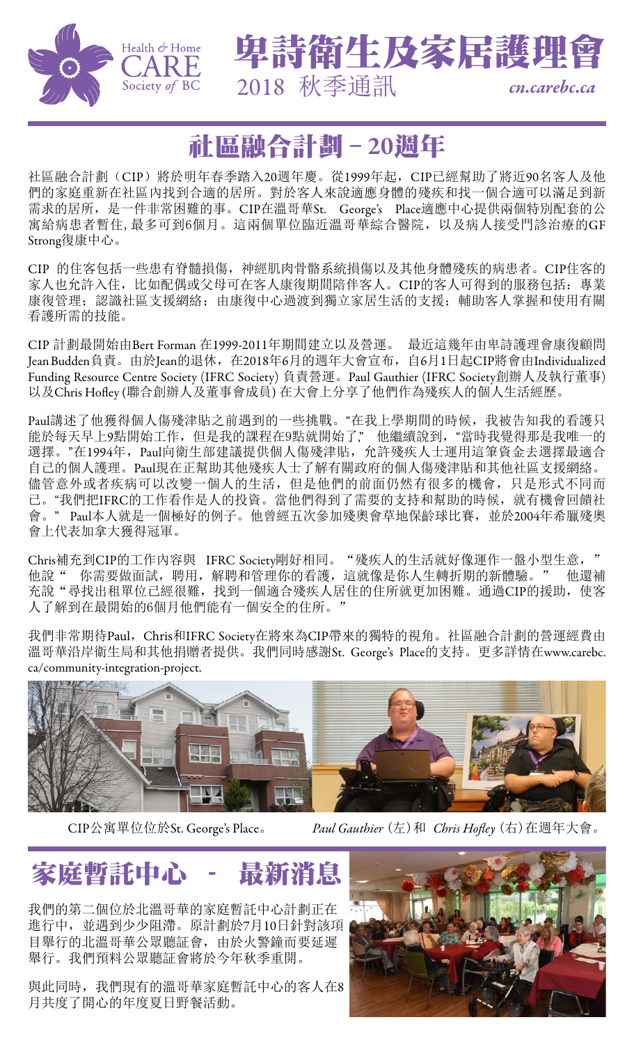Health & Home CARE Society of BC

# 卑詩衛生及家居護理會

2018 秋季通訊

*cn.carebc.ca*

## 社區融合計劃 – 20週年

社區融合計劃（CIP）將於明年春季踏入20週年慶。從1999年起，CIP已經幫助了將近90名客人及他們的家庭重新在社區內找到合適的居所。對於客人來說適應身體的殘疾和找一個合適可以滿足到新需求的居所，是一件非常困難的事。CIP在溫哥華St. George's Place適應中心提供兩個特別配套的公寓給病患者暫住, 最多可到6個月。這兩個單位臨近溫哥華綜合醫院，以及病人接受門診治療的GF Strong復康中心。

CIP 的住客包括一些患有脊髓損傷，神經肌肉骨骼系統損傷以及其他身體殘疾的病患者。CIP住客的家人也允許入住，比如配偶或父母可在客人康復期間陪伴客人。CIP的客人可得到的服務包括：專業康復管理；認識社區支援網絡；由康復中心過渡到獨立家居生活的支援；輔助客人掌握和使用有關看護所需的技能。

CIP 計劃最開始由Bert Forman 在1999-2011年期間建立以及營運。 最近這幾年由卑詩護理會康復顧問Jean Budden負責。由於Jean的退休，在2018年6月的週年大會宣布，自6月1日起CIP將會由Individualized Funding Resource Centre Society (IFRC Society) 負責營運。Paul Gauthier (IFRC Society創辦人及執行董事) 以及Chris Hofley (聯合創辦人及董事會成員) 在大會上分享了他們作為殘疾人的個人生活經歷。

Paul講述了他獲得個人傷殘津貼之前遇到的一些挑戰。"在我上學期間的時候，我被告知我的看護只能於每天早上9點開始工作，但是我的課程在9點就開始了," 他繼續說到，"當時我覺得那是我唯一的選擇。"在1994年，Paul向衛生部建議提供個人傷殘津貼，允許殘疾人士運用這筆資金去選擇最適合自己的個人護理。Paul現在正幫助其他殘疾人士了解有關政府的個人傷殘津貼和其他社區支援網絡。儘管意外或者疾病可以改變一個人的生活，但是他們的前面仍然有很多的機會，只是形式不同而已。"我們把IFRC的工作看作是人的投資。當他們得到了需要的支持和幫助的時候，就有機會回饋社會。" Paul本人就是一個極好的例子。他曾經五次參加殘奧會草地保齡球比賽，並於2004年希臘殘奧會上代表加拿大獲得冠軍。

Chris補充到CIP的工作內容與 IFRC Society剛好相同。"殘疾人的生活就好像運作一盤小型生意，" 他說" 你需要做面試，聘用，解聘和管理你的看護，這就像是你人生轉折期的新體驗。" 他還補充說"尋找出租單位已經很難，找到一個適合殘疾人居住的住所就更加困難。通過CIP的援助，使客人了解到在最開始的6個月他們能有一個安全的住所。"

我們非常期待Paul，Chris和IFRC Society在將來為CIP帶來的獨特的視角。社區融合計劃的營運經費由溫哥華沿岸衛生局和其他捐贈者提供。我們同時感謝St. George's Place的支持。更多詳情在www.carebc.ca/community-integration-project.

CIP公寓單位位於St. George's Place。

*Paul Gauthier* (左) 和 *Chris Hofley* (右) 在週年大會。

## 家庭暫託中心 - 最新消息

我們的第二個位於北溫哥華的家庭暫託中心計劃正在進行中，並遇到少少阻滯。原計劃於7月10日針對該項目舉行的北溫哥華公眾聽証會，由於火警鐘而要延遲舉行。我們預料公眾聽証會將於今年秋季重開。

與此同時，我們現有的溫哥華家庭暫託中心的客人在8月共度了開心的年度夏日野餐活動。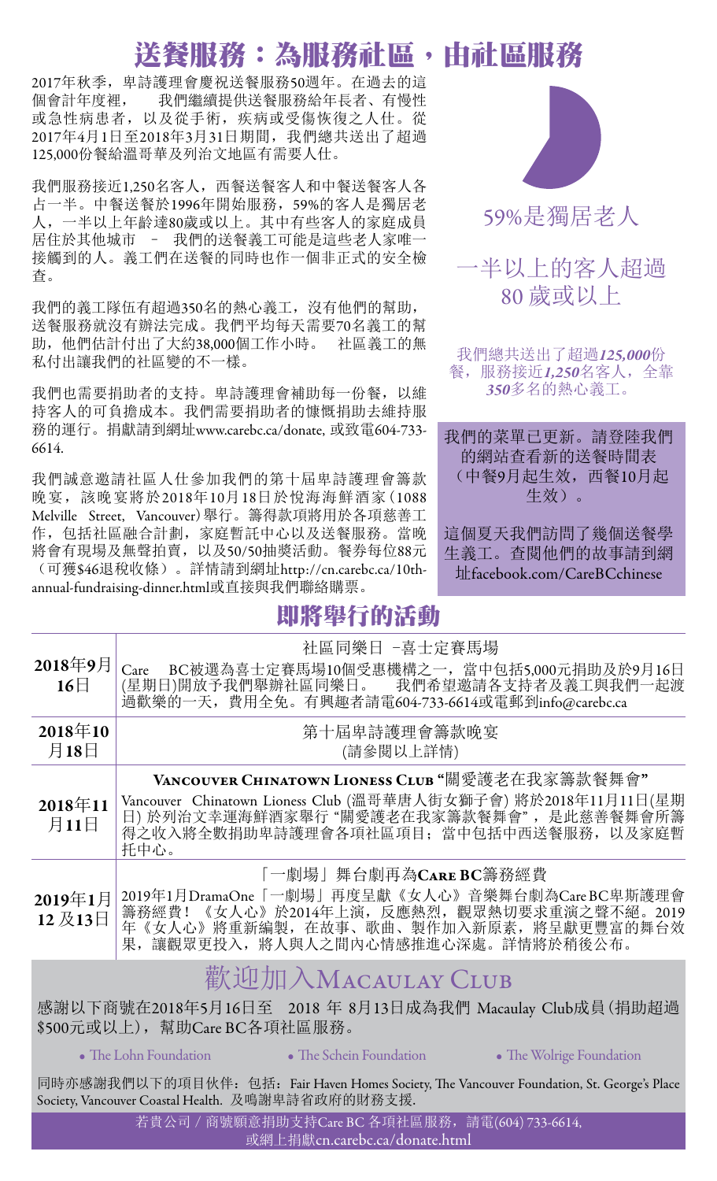# 送餐服務：為服務社區，由社區服務

2017年秋季，卑詩護理會慶祝送餐服務50週年。在過去的這個會計年度裡， 我們繼續提供送餐服務給年長者、有慢性或急性病患者，以及從手術，疾病或受傷恢復之人仕。從2017年4月1日至2018年3月31日期間，我們總共送出了超過125,000份餐給溫哥華及列治文地區有需要人仕。

我們服務接近1,250名客人，西餐送餐客人和中餐送餐客人各占一半。中餐送餐於1996年開始服務，59%的客人是獨居老人，一半以上年齡達80歲或以上。其中有些客人的家庭成員居住於其他城市 – 我們的送餐義工可能是這些老人家唯一接觸到的人。義工們在送餐的同時也作一個非正式的安全檢查。

我們的義工隊伍有超過350名的熱心義工，沒有他們的幫助，送餐服務就沒有辦法完成。我們平均每天需要70名義工的幫助，他們估計付出了大約38,000個工作小時。 社區義工的無私付出讓我們的社區變的不一樣。

我們也需要捐助者的支持。卑詩護理會補助每一份餐，以維持客人的可負擔成本。我們需要捐助者的慷慨捐助去維持服務的運行。捐獻請到網址www.carebc.ca/donate, 或致電604-733-6614.

我們誠意邀請社區人仕參加我們的第十屆卑詩護理會籌款晚宴，該晚宴將於2018年10月18日於悅海海鮮酒家（1088 Melville Street, Vancouver）舉行。籌得款項將用於各項慈善工作，包括社區融合計劃，家庭暫託中心以及送餐服務。當晚將會有現場及無聲拍賣，以及50/50抽獎活動。餐劵每位88元（可獲$46退稅收條）。詳情請到網址http://cn.carebc.ca/10th-annual-fundraising-dinner.html或直接與我們聯絡購票。

59%是獨居老人

一半以上的客人超過80歲或以上

我們總共送出了超過***125,000***份餐，服務接近***1,250***名客人，全靠***350***多名的熱心義工。

我們的菜單已更新。請登陸我們的網站查看新的送餐時間表（中餐9月起生效，西餐10月起生效）。

這個夏天我們訪問了幾個送餐學生義工。查閱他們的故事請到網址facebook.com/CareBCchinese

## 即將舉行的活動

| 日期 | 活動 |
|---|---|
| **2018年9月16日** | 社區同樂日 –喜士定賽馬場<br>Care BC被選為喜士定賽馬場10個受惠機構之一，當中包括5,000元捐助及於9月16日(星期日)開放予我們舉辦社區同樂日。 我們希望邀請各支持者及義工與我們一起渡過歡樂的一天，費用全免。有興趣者請電604-733-6614或電郵到info@carebc.ca |
| **2018年10月18日** | 第十屆卑詩護理會籌款晚宴<br>(請參閱以上詳情) |
| **2018年11月11日** | **Vancouver Chinatown Lioness Club "關愛護老在我家籌款餐舞會"**<br>Vancouver Chinatown Lioness Club (溫哥華唐人街女獅子會) 將於2018年11月11日(星期日) 於列治文幸運海鮮酒家舉行 "關愛護老在我家籌款餐舞會"，是此慈善餐舞會所籌得之收入將全數捐助卑詩護理會各項社區項目；當中包括中西送餐服務，以及家庭暫托中心。 |
| **2019年1月12及13日** | 「一劇場」舞台劇再為**Care BC**籌務經費<br>2019年1月DramaOne「一劇場」再度呈獻《女人心》音樂舞台劇為Care BC卑斯護理會籌務經費！《女人心》於2014年上演，反應熱烈，觀眾熱切要求重演之聲不絕。2019年《女人心》將重新編製，在故事、歌曲、製作加入新原素，將呈獻更豐富的舞台效果，讓觀眾更投入，將人與人之間內心情感推進心深處。詳情將於稍後公布。 |

## 歡迎加入Macaulay Club

感謝以下商號在2018年5月16日至 2018 年 8月13日成為我們 Macaulay Club成員（捐助超過$500元或以上），幫助Care BC各項社區服務。

- The Lohn Foundation
- The Schein Foundation
- The Wolrige Foundation

同時亦感謝我們以下的項目伙伴：包括：Fair Haven Homes Society, The Vancouver Foundation, St. George's Place Society, Vancouver Coastal Health. 及鳴謝卑詩省政府的財務支援.

若貴公司 / 商號願意捐助支持Care BC 各項社區服務，請電(604) 733-6614, 或網上捐獻cn.carebc.ca/donate.html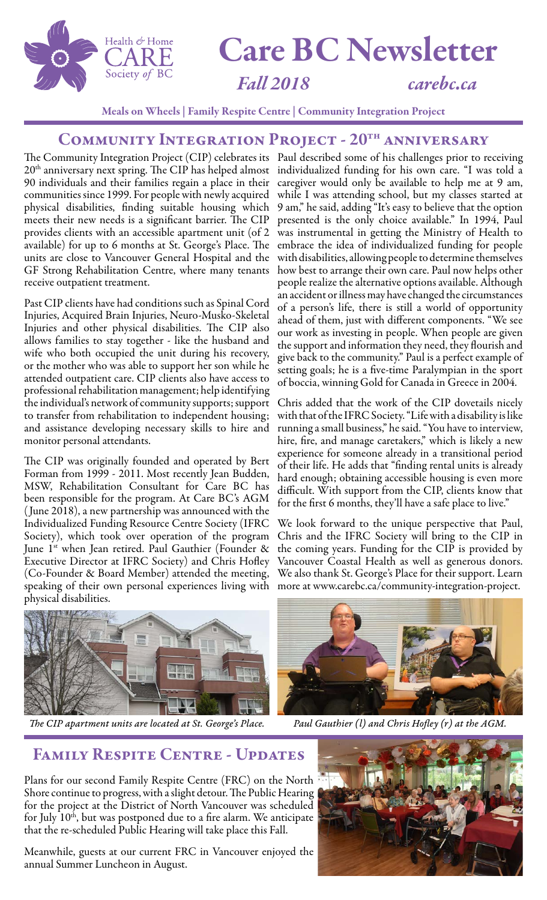# Care BC Newsletter

*Fall 2018* *carebc.ca*

Meals on Wheels | Family Respite Centre | Community Integration Project

## Community Integration Project - 20th anniversary

The Community Integration Project (CIP) celebrates its 20th anniversary next spring. The CIP has helped almost 90 individuals and their families regain a place in their communities since 1999. For people with newly acquired physical disabilities, finding suitable housing which meets their new needs is a significant barrier. The CIP provides clients with an accessible apartment unit (of 2 available) for up to 6 months at St. George's Place. The units are close to Vancouver General Hospital and the GF Strong Rehabilitation Centre, where many tenants receive outpatient treatment.

Past CIP clients have had conditions such as Spinal Cord Injuries, Acquired Brain Injuries, Neuro-Musko-Skeletal Injuries and other physical disabilities. The CIP also allows families to stay together - like the husband and wife who both occupied the unit during his recovery, or the mother who was able to support her son while he attended outpatient care. CIP clients also have access to professional rehabilitation management; help identifying the individual's network of community supports; support to transfer from rehabilitation to independent housing; and assistance developing necessary skills to hire and monitor personal attendants.

The CIP was originally founded and operated by Bert Forman from 1999 - 2011. Most recently Jean Budden, MSW, Rehabilitation Consultant for Care BC has been responsible for the program. At Care BC's AGM (June 2018), a new partnership was announced with the Individualized Funding Resource Centre Society (IFRC Society), which took over operation of the program June 1st when Jean retired. Paul Gauthier (Founder & Executive Director at IFRC Society) and Chris Hofley (Co-Founder & Board Member) attended the meeting, speaking of their own personal experiences living with physical disabilities.

Paul described some of his challenges prior to receiving individualized funding for his own care. "I was told a caregiver would only be available to help me at 9 am, while I was attending school, but my classes started at 9 am," he said, adding "It's easy to believe that the option presented is the only choice available." In 1994, Paul was instrumental in getting the Ministry of Health to embrace the idea of individualized funding for people with disabilities, allowing people to determine themselves how best to arrange their own care. Paul now helps other people realize the alternative options available. Although an accident or illness may have changed the circumstances of a person's life, there is still a world of opportunity ahead of them, just with different components. "We see our work as investing in people. When people are given the support and information they need, they flourish and give back to the community." Paul is a perfect example of setting goals; he is a five-time Paralympian in the sport of boccia, winning Gold for Canada in Greece in 2004.

Chris added that the work of the CIP dovetails nicely with that of the IFRC Society. "Life with a disability is like running a small business," he said. "You have to interview, hire, fire, and manage caretakers," which is likely a new experience for someone already in a transitional period of their life. He adds that "finding rental units is already hard enough; obtaining accessible housing is even more difficult. With support from the CIP, clients know that for the first 6 months, they'll have a safe place to live."

We look forward to the unique perspective that Paul, Chris and the IFRC Society will bring to the CIP in the coming years. Funding for the CIP is provided by Vancouver Coastal Health as well as generous donors. We also thank St. George's Place for their support. Learn more at www.carebc.ca/community-integration-project.

*The CIP apartment units are located at St. George's Place.*

*Paul Gauthier (l) and Chris Hofley (r) at the AGM.*

## Family Respite Centre - Updates

Plans for our second Family Respite Centre (FRC) on the North Shore continue to progress, with a slight detour. The Public Hearing for the project at the District of North Vancouver was scheduled for July 10th, but was postponed due to a fire alarm. We anticipate that the re-scheduled Public Hearing will take place this Fall.

Meanwhile, guests at our current FRC in Vancouver enjoyed the annual Summer Luncheon in August.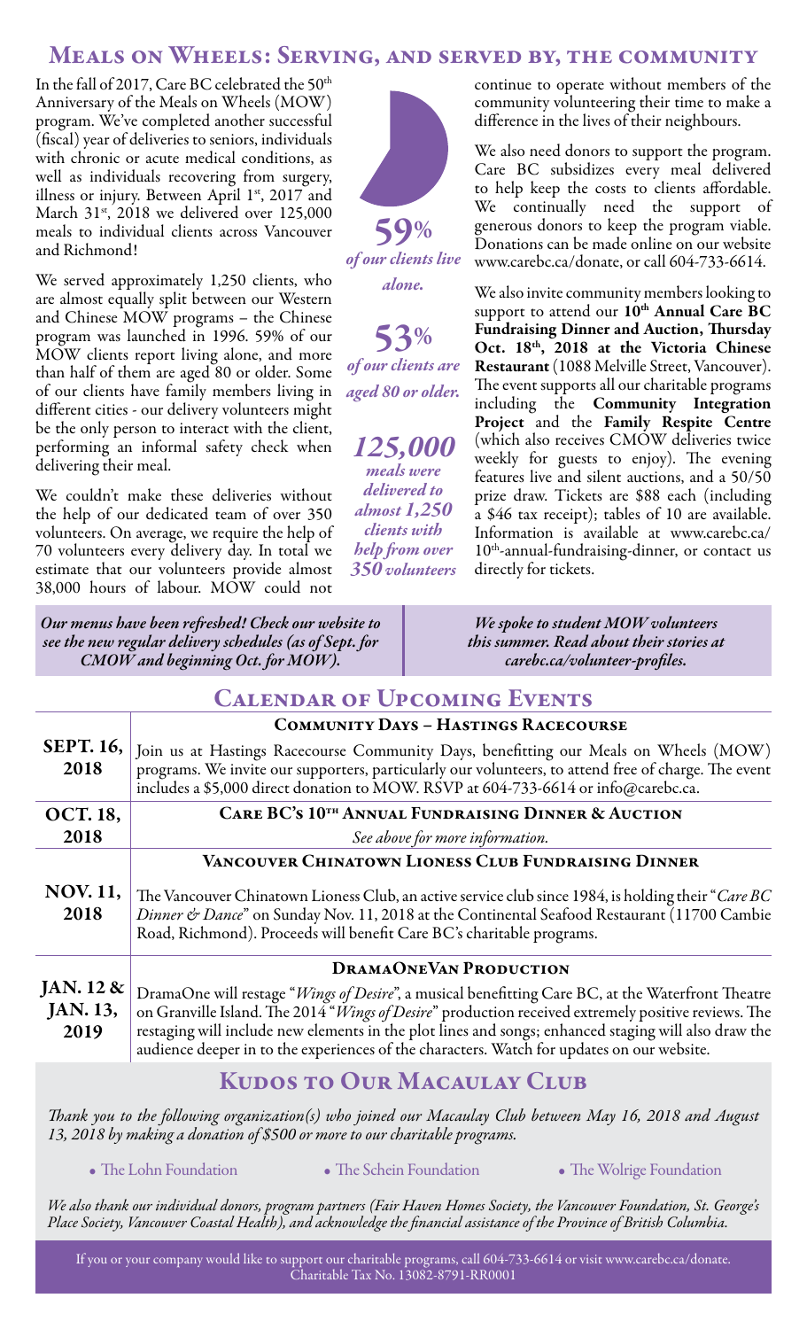## Meals on Wheels: Serving, and served by, the community

In the fall of 2017, Care BC celebrated the 50th Anniversary of the Meals on Wheels (MOW) program. We've completed another successful (fiscal) year of deliveries to seniors, individuals with chronic or acute medical conditions, as well as individuals recovering from surgery, illness or injury. Between April 1st, 2017 and March 31st, 2018 we delivered over 125,000 meals to individual clients across Vancouver and Richmond!

We served approximately 1,250 clients, who are almost equally split between our Western and Chinese MOW programs – the Chinese program was launched in 1996. 59% of our MOW clients report living alone, and more than half of them are aged 80 or older. Some of our clients have family members living in different cities - our delivery volunteers might be the only person to interact with the client, performing an informal safety check when delivering their meal.

We couldn't make these deliveries without the help of our dedicated team of over 350 volunteers. On average, we require the help of 70 volunteers every delivery day. In total we estimate that our volunteers provide almost 38,000 hours of labour. MOW could not continue to operate without members of the community volunteering their time to make a difference in the lives of their neighbours.

**59%** *of our clients live alone.*

**53%** *of our clients are aged 80 or older.*

***125,000*** *meals were delivered to almost 1,250 clients with help from over 350 volunteers*

We also need donors to support the program. Care BC subsidizes every meal delivered to help keep the costs to clients affordable. We continually need the support of generous donors to keep the program viable. Donations can be made online on our website www.carebc.ca/donate, or call 604-733-6614.

We also invite community members looking to support to attend our **10th Annual Care BC Fundraising Dinner and Auction, Thursday Oct. 18th, 2018 at the Victoria Chinese Restaurant** (1088 Melville Street, Vancouver). The event supports all our charitable programs including the **Community Integration Project** and the **Family Respite Centre** (which also receives CMOW deliveries twice weekly for guests to enjoy). The evening features live and silent auctions, and a 50/50 prize draw. Tickets are $88 each (including a $46 tax receipt); tables of 10 are available. Information is available at www.carebc.ca/10th-annual-fundraising-dinner, or contact us directly for tickets.

***Our menus have been refreshed! Check our website to see the new regular delivery schedules (as of Sept. for CMOW and beginning Oct. for MOW).***

***We spoke to student MOW volunteers this summer. Read about their stories at carebc.ca/volunteer-profiles.***

## Calendar of Upcoming Events

| | |
|---|---|
| **SEPT. 16, 2018** | **Community Days – Hastings Racecourse**<br>Join us at Hastings Racecourse Community Days, benefitting our Meals on Wheels (MOW) programs. We invite our supporters, particularly our volunteers, to attend free of charge. The event includes a $5,000 direct donation to MOW. RSVP at 604-733-6614 or info@carebc.ca. |
| **OCT. 18, 2018** | **Care BC's 10th Annual Fundraising Dinner & Auction**<br>*See above for more information.* |
| **NOV. 11, 2018** | **Vancouver Chinatown Lioness Club Fundraising Dinner**<br>The Vancouver Chinatown Lioness Club, an active service club since 1984, is holding their "*Care BC Dinner & Dance*" on Sunday Nov. 11, 2018 at the Continental Seafood Restaurant (11700 Cambie Road, Richmond). Proceeds will benefit Care BC's charitable programs. |
| **JAN. 12 & JAN. 13, 2019** | **DramaOneVan Production**<br>DramaOne will restage "*Wings of Desire*", a musical benefitting Care BC, at the Waterfront Theatre on Granville Island. The 2014 "*Wings of Desire*" production received extremely positive reviews. The restaging will include new elements in the plot lines and songs; enhanced staging will also draw the audience deeper in to the experiences of the characters. Watch for updates on our website. |

## Kudos to Our Macaulay Club

*Thank you to the following organization(s) who joined our Macaulay Club between May 16, 2018 and August 13, 2018 by making a donation of $500 or more to our charitable programs.*

- The Lohn Foundation
- The Schein Foundation
- The Wolrige Foundation

*We also thank our individual donors, program partners (Fair Haven Homes Society, the Vancouver Foundation, St. George's Place Society, Vancouver Coastal Health), and acknowledge the financial assistance of the Province of British Columbia.*

If you or your company would like to support our charitable programs, call 604-733-6614 or visit www.carebc.ca/donate. Charitable Tax No. 13082-8791-RR0001